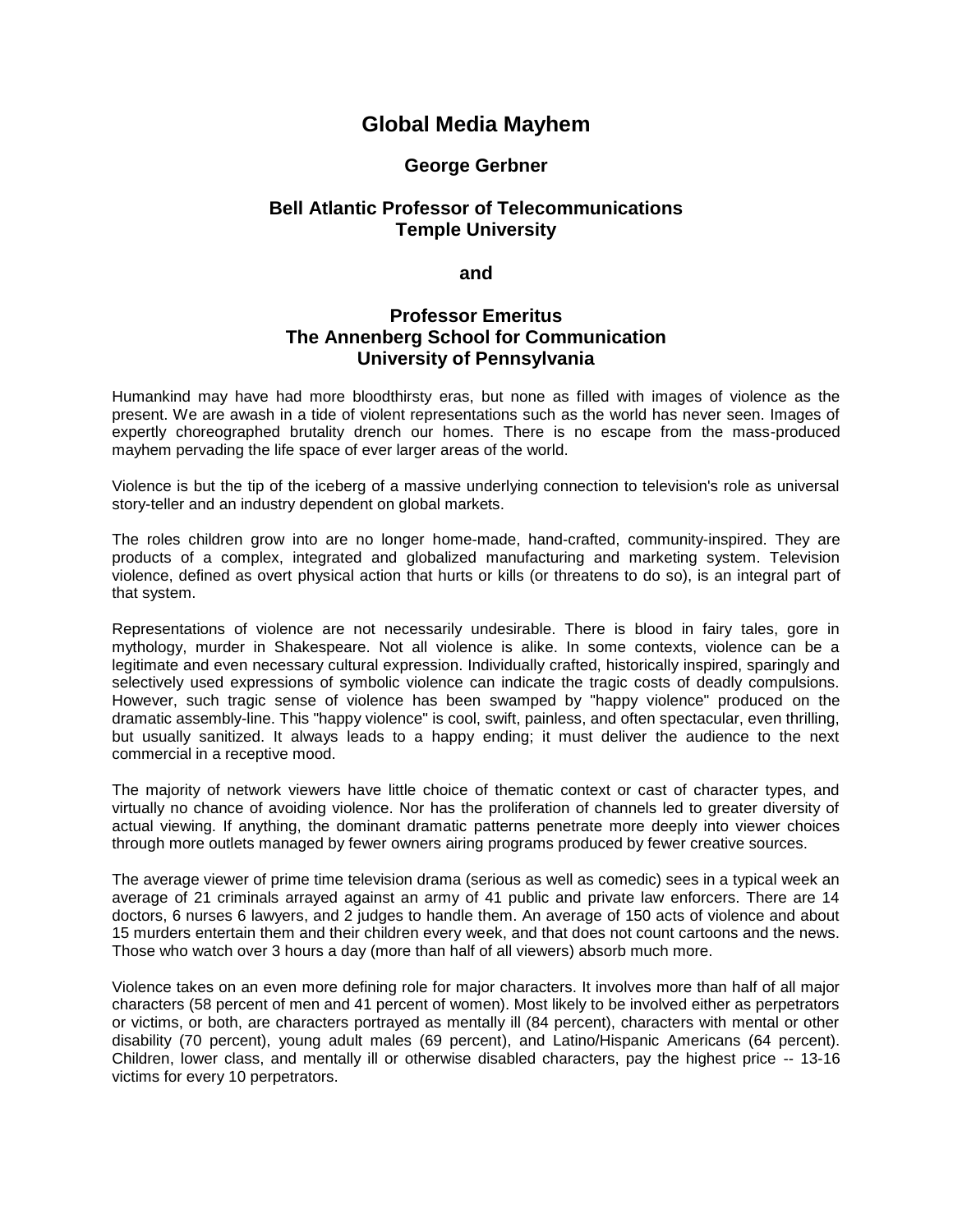# Global Media Mayhem

### George Gerbner

### Bell Atlantic Professor of Telecommunications
### Temple University

### and

### Professor Emeritus
### The Annenberg School for Communication
### University of Pennsylvania

Humankind may have had more bloodthirsty eras, but none as filled with images of violence as the present. We are awash in a tide of violent representations such as the world has never seen. Images of expertly choreographed brutality drench our homes. There is no escape from the mass-produced mayhem pervading the life space of ever larger areas of the world.

Violence is but the tip of the iceberg of a massive underlying connection to television's role as universal story-teller and an industry dependent on global markets.

The roles children grow into are no longer home-made, hand-crafted, community-inspired. They are products of a complex, integrated and globalized manufacturing and marketing system. Television violence, defined as overt physical action that hurts or kills (or threatens to do so), is an integral part of that system.

Representations of violence are not necessarily undesirable. There is blood in fairy tales, gore in mythology, murder in Shakespeare. Not all violence is alike. In some contexts, violence can be a legitimate and even necessary cultural expression. Individually crafted, historically inspired, sparingly and selectively used expressions of symbolic violence can indicate the tragic costs of deadly compulsions. However, such tragic sense of violence has been swamped by "happy violence" produced on the dramatic assembly-line. This "happy violence" is cool, swift, painless, and often spectacular, even thrilling, but usually sanitized. It always leads to a happy ending; it must deliver the audience to the next commercial in a receptive mood.

The majority of network viewers have little choice of thematic context or cast of character types, and virtually no chance of avoiding violence. Nor has the proliferation of channels led to greater diversity of actual viewing. If anything, the dominant dramatic patterns penetrate more deeply into viewer choices through more outlets managed by fewer owners airing programs produced by fewer creative sources.

The average viewer of prime time television drama (serious as well as comedic) sees in a typical week an average of 21 criminals arrayed against an army of 41 public and private law enforcers. There are 14 doctors, 6 nurses 6 lawyers, and 2 judges to handle them. An average of 150 acts of violence and about 15 murders entertain them and their children every week, and that does not count cartoons and the news. Those who watch over 3 hours a day (more than half of all viewers) absorb much more.

Violence takes on an even more defining role for major characters. It involves more than half of all major characters (58 percent of men and 41 percent of women). Most likely to be involved either as perpetrators or victims, or both, are characters portrayed as mentally ill (84 percent), characters with mental or other disability (70 percent), young adult males (69 percent), and Latino/Hispanic Americans (64 percent). Children, lower class, and mentally ill or otherwise disabled characters, pay the highest price -- 13-16 victims for every 10 perpetrators.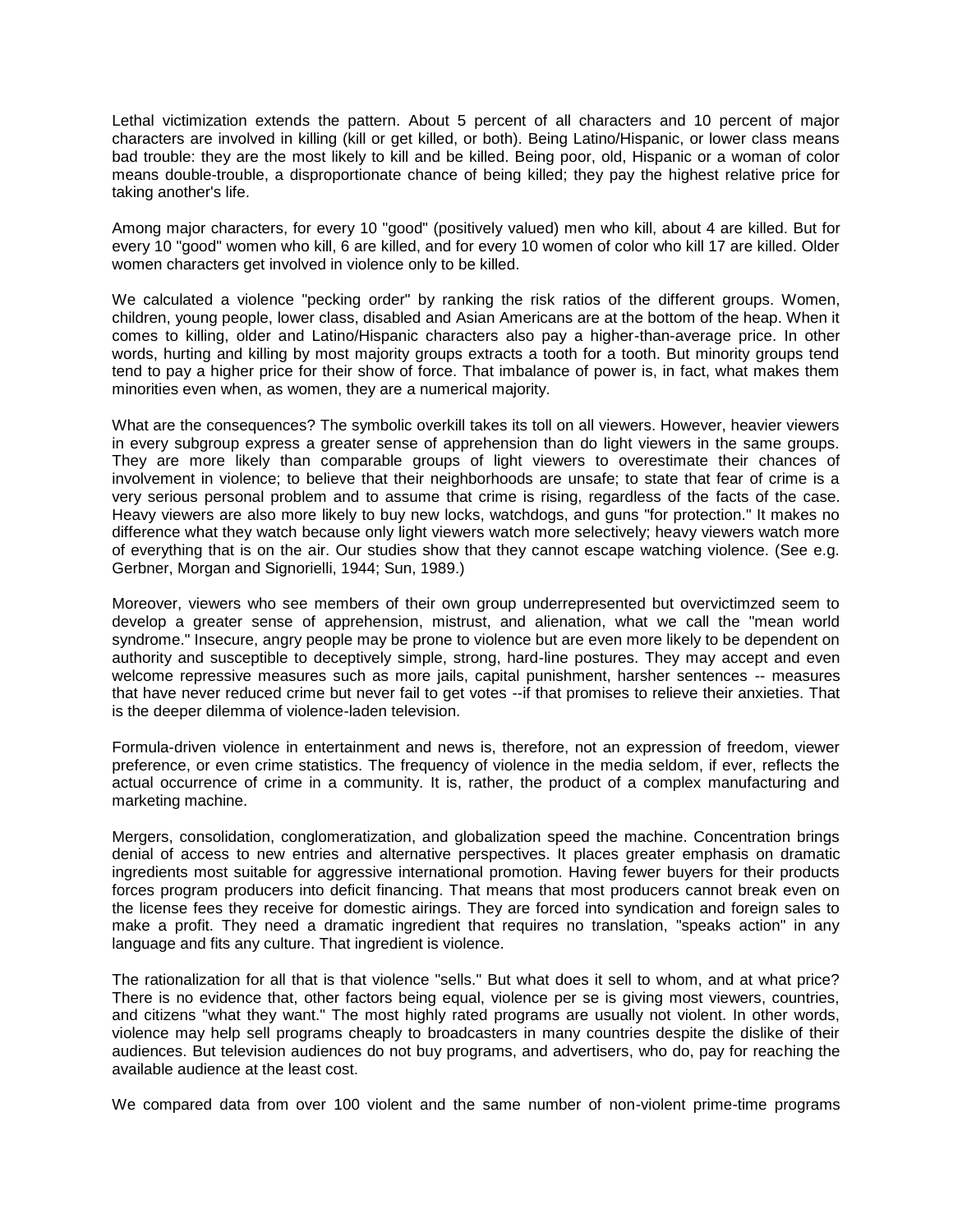Lethal victimization extends the pattern. About 5 percent of all characters and 10 percent of major characters are involved in killing (kill or get killed, or both). Being Latino/Hispanic, or lower class means bad trouble: they are the most likely to kill and be killed. Being poor, old, Hispanic or a woman of color means double-trouble, a disproportionate chance of being killed; they pay the highest relative price for taking another's life.

Among major characters, for every 10 "good" (positively valued) men who kill, about 4 are killed. But for every 10 "good" women who kill, 6 are killed, and for every 10 women of color who kill 17 are killed. Older women characters get involved in violence only to be killed.

We calculated a violence "pecking order" by ranking the risk ratios of the different groups. Women, children, young people, lower class, disabled and Asian Americans are at the bottom of the heap. When it comes to killing, older and Latino/Hispanic characters also pay a higher-than-average price. In other words, hurting and killing by most majority groups extracts a tooth for a tooth. But minority groups tend tend to pay a higher price for their show of force. That imbalance of power is, in fact, what makes them minorities even when, as women, they are a numerical majority.

What are the consequences? The symbolic overkill takes its toll on all viewers. However, heavier viewers in every subgroup express a greater sense of apprehension than do light viewers in the same groups. They are more likely than comparable groups of light viewers to overestimate their chances of involvement in violence; to believe that their neighborhoods are unsafe; to state that fear of crime is a very serious personal problem and to assume that crime is rising, regardless of the facts of the case. Heavy viewers are also more likely to buy new locks, watchdogs, and guns "for protection." It makes no difference what they watch because only light viewers watch more selectively; heavy viewers watch more of everything that is on the air. Our studies show that they cannot escape watching violence. (See e.g. Gerbner, Morgan and Signorielli, 1944; Sun, 1989.)

Moreover, viewers who see members of their own group underrepresented but overvictimzed seem to develop a greater sense of apprehension, mistrust, and alienation, what we call the "mean world syndrome." Insecure, angry people may be prone to violence but are even more likely to be dependent on authority and susceptible to deceptively simple, strong, hard-line postures. They may accept and even welcome repressive measures such as more jails, capital punishment, harsher sentences -- measures that have never reduced crime but never fail to get votes --if that promises to relieve their anxieties. That is the deeper dilemma of violence-laden television.

Formula-driven violence in entertainment and news is, therefore, not an expression of freedom, viewer preference, or even crime statistics. The frequency of violence in the media seldom, if ever, reflects the actual occurrence of crime in a community. It is, rather, the product of a complex manufacturing and marketing machine.

Mergers, consolidation, conglomeratization, and globalization speed the machine. Concentration brings denial of access to new entries and alternative perspectives. It places greater emphasis on dramatic ingredients most suitable for aggressive international promotion. Having fewer buyers for their products forces program producers into deficit financing. That means that most producers cannot break even on the license fees they receive for domestic airings. They are forced into syndication and foreign sales to make a profit. They need a dramatic ingredient that requires no translation, "speaks action" in any language and fits any culture. That ingredient is violence.

The rationalization for all that is that violence "sells." But what does it sell to whom, and at what price? There is no evidence that, other factors being equal, violence per se is giving most viewers, countries, and citizens "what they want." The most highly rated programs are usually not violent. In other words, violence may help sell programs cheaply to broadcasters in many countries despite the dislike of their audiences. But television audiences do not buy programs, and advertisers, who do, pay for reaching the available audience at the least cost.

We compared data from over 100 violent and the same number of non-violent prime-time programs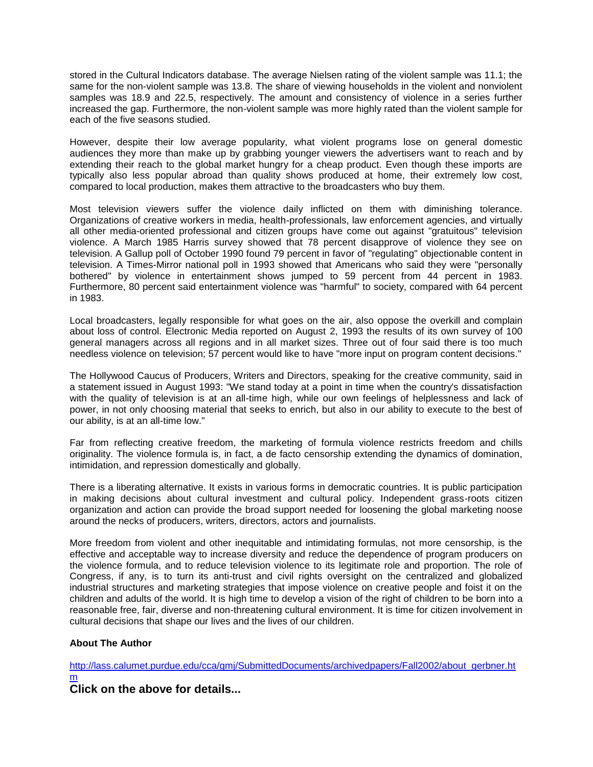stored in the Cultural Indicators database. The average Nielsen rating of the violent sample was 11.1; the same for the non-violent sample was 13.8. The share of viewing households in the violent and nonviolent samples was 18.9 and 22.5, respectively. The amount and consistency of violence in a series further increased the gap. Furthermore, the non-violent sample was more highly rated than the violent sample for each of the five seasons studied.

However, despite their low average popularity, what violent programs lose on general domestic audiences they more than make up by grabbing younger viewers the advertisers want to reach and by extending their reach to the global market hungry for a cheap product. Even though these imports are typically also less popular abroad than quality shows produced at home, their extremely low cost, compared to local production, makes them attractive to the broadcasters who buy them.

Most television viewers suffer the violence daily inflicted on them with diminishing tolerance. Organizations of creative workers in media, health-professionals, law enforcement agencies, and virtually all other media-oriented professional and citizen groups have come out against "gratuitous" television violence. A March 1985 Harris survey showed that 78 percent disapprove of violence they see on television. A Gallup poll of October 1990 found 79 percent in favor of "regulating" objectionable content in television. A Times-Mirror national poll in 1993 showed that Americans who said they were "personally bothered" by violence in entertainment shows jumped to 59 percent from 44 percent in 1983. Furthermore, 80 percent said entertainment violence was "harmful" to society, compared with 64 percent in 1983.

Local broadcasters, legally responsible for what goes on the air, also oppose the overkill and complain about loss of control. Electronic Media reported on August 2, 1993 the results of its own survey of 100 general managers across all regions and in all market sizes. Three out of four said there is too much needless violence on television; 57 percent would like to have "more input on program content decisions."

The Hollywood Caucus of Producers, Writers and Directors, speaking for the creative community, said in a statement issued in August 1993: "We stand today at a point in time when the country's dissatisfaction with the quality of television is at an all-time high, while our own feelings of helplessness and lack of power, in not only choosing material that seeks to enrich, but also in our ability to execute to the best of our ability, is at an all-time low."

Far from reflecting creative freedom, the marketing of formula violence restricts freedom and chills originality. The violence formula is, in fact, a de facto censorship extending the dynamics of domination, intimidation, and repression domestically and globally.

There is a liberating alternative. It exists in various forms in democratic countries. It is public participation in making decisions about cultural investment and cultural policy. Independent grass-roots citizen organization and action can provide the broad support needed for loosening the global marketing noose around the necks of producers, writers, directors, actors and journalists.

More freedom from violent and other inequitable and intimidating formulas, not more censorship, is the effective and acceptable way to increase diversity and reduce the dependence of program producers on the violence formula, and to reduce television violence to its legitimate role and proportion. The role of Congress, if any, is to turn its anti-trust and civil rights oversight on the centralized and globalized industrial structures and marketing strategies that impose violence on creative people and foist it on the children and adults of the world. It is high time to develop a vision of the right of children to be born into a reasonable free, fair, diverse and non-threatening cultural environment. It is time for citizen involvement in cultural decisions that shape our lives and the lives of our children.

**About The Author**

http://lass.calumet.purdue.edu/cca/gmj/SubmittedDocuments/archivedpapers/Fall2002/about_gerbner.htm

**Click on the above for details...**